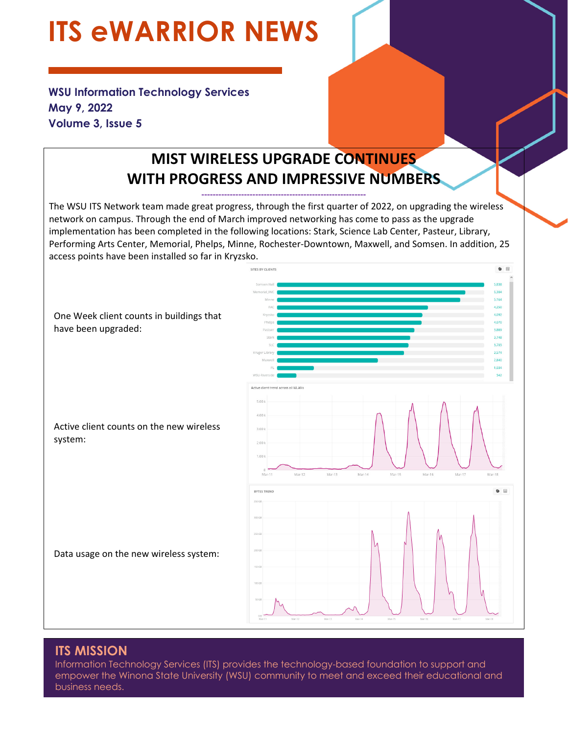# ITS eWARRIOR NEWS

**WSU Information Technology Services**
**May 9, 2022**
**Volume 3, Issue 5**

## MIST WIRELESS UPGRADE CONTINUES WITH PROGRESS AND IMPRESSIVE NUMBERS

The WSU ITS Network team made great progress, through the first quarter of 2022, on upgrading the wireless network on campus. Through the end of March improved networking has come to pass as the upgrade implementation has been completed in the following locations: Stark, Science Lab Center, Pasteur, Library, Performing Arts Center, Memorial, Phelps, Minne, Rochester-Downtown, Maxwell, and Somsen. In addition, 25 access points have been installed so far in Kryzsko.

One Week client counts in buildings that have been upgraded:

Active client counts on the new wireless system:

Data usage on the new wireless system:

## ITS MISSION

Information Technology Services (ITS) provides the technology-based foundation to support and empower the Winona State University (WSU) community to meet and exceed their educational and business needs.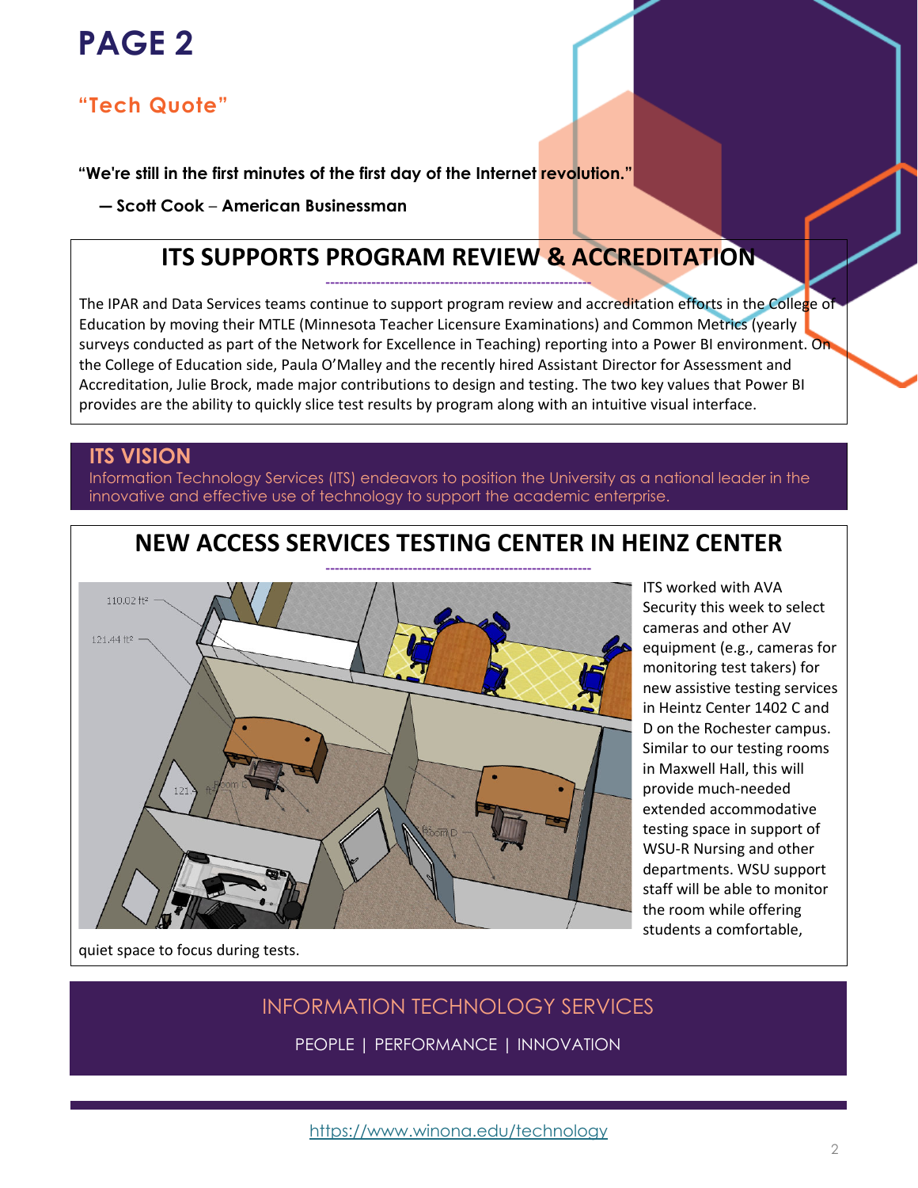# PAGE 2

## "Tech Quote"

**"We're still in the first minutes of the first day of the Internet revolution."**

**— Scott Cook – American Businessman**

## ITS SUPPORTS PROGRAM REVIEW & ACCREDITATION

The IPAR and Data Services teams continue to support program review and accreditation efforts in the College of Education by moving their MTLE (Minnesota Teacher Licensure Examinations) and Common Metrics (yearly surveys conducted as part of the Network for Excellence in Teaching) reporting into a Power BI environment. On the College of Education side, Paula O'Malley and the recently hired Assistant Director for Assessment and Accreditation, Julie Brock, made major contributions to design and testing. The two key values that Power BI provides are the ability to quickly slice test results by program along with an intuitive visual interface.

## ITS VISION

Information Technology Services (ITS) endeavors to position the University as a national leader in the innovative and effective use of technology to support the academic enterprise.

## NEW ACCESS SERVICES TESTING CENTER IN HEINZ CENTER

110.02 ft²

121.44 ft²

ITS worked with AVA Security this week to select cameras and other AV equipment (e.g., cameras for monitoring test takers) for new assistive testing services in Heintz Center 1402 C and D on the Rochester campus. Similar to our testing rooms in Maxwell Hall, this will provide much-needed extended accommodative testing space in support of WSU-R Nursing and other departments. WSU support staff will be able to monitor the room while offering students a comfortable, quiet space to focus during tests.

INFORMATION TECHNOLOGY SERVICES

PEOPLE | PERFORMANCE | INNOVATION

https://www.winona.edu/technology